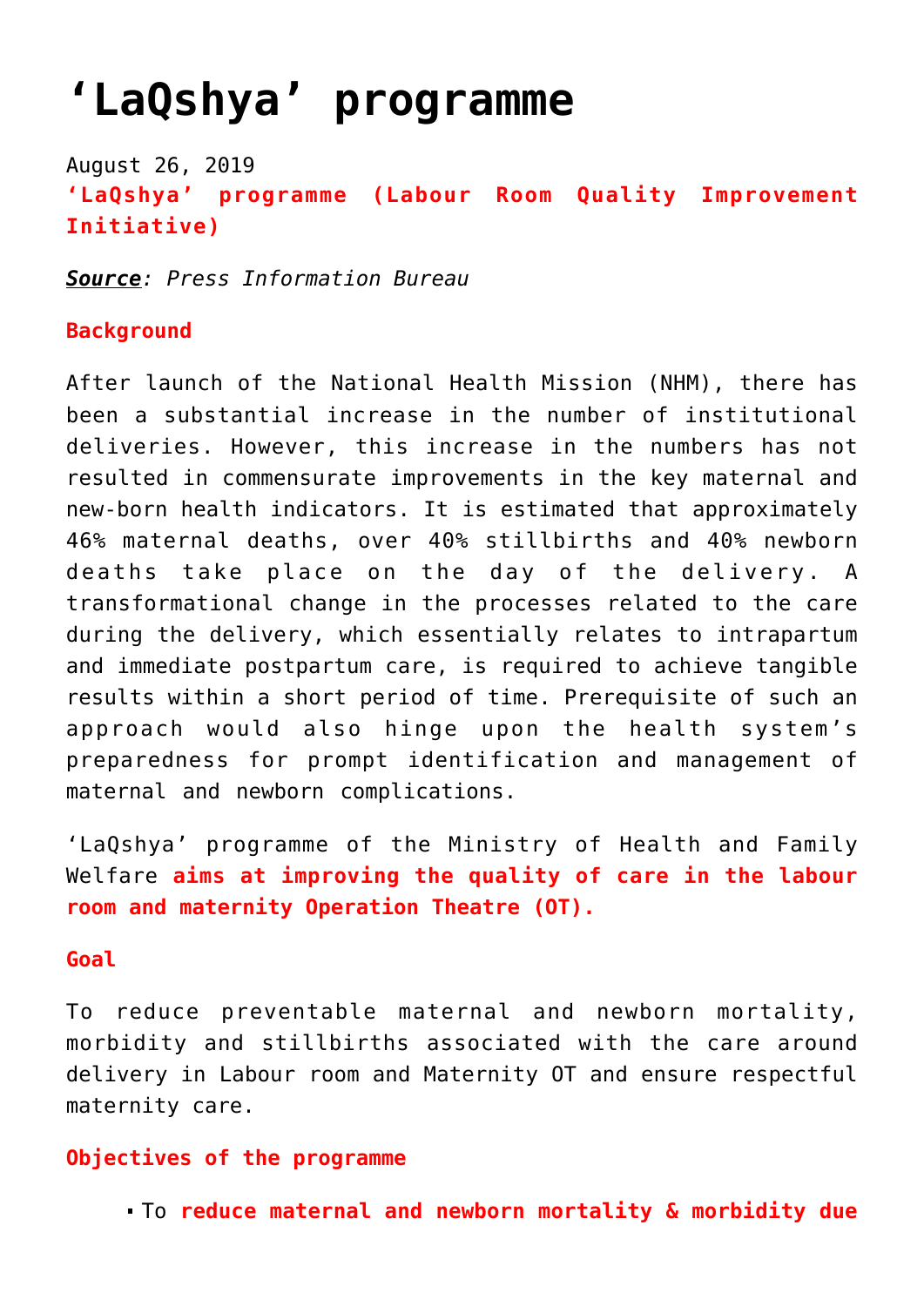# 'LaQshya' programme

August 26, 2019

**'LaQshya' programme (Labour Room Quality Improvement Initiative)**

***Source***: *Press Information Bureau*

**Background**

After launch of the National Health Mission (NHM), there has been a substantial increase in the number of institutional deliveries. However, this increase in the numbers has not resulted in commensurate improvements in the key maternal and new-born health indicators. It is estimated that approximately 46% maternal deaths, over 40% stillbirths and 40% newborn deaths take place on the day of the delivery. A transformational change in the processes related to the care during the delivery, which essentially relates to intrapartum and immediate postpartum care, is required to achieve tangible results within a short period of time. Prerequisite of such an approach would also hinge upon the health system's preparedness for prompt identification and management of maternal and newborn complications.

'LaQshya' programme of the Ministry of Health and Family Welfare **aims at improving the quality of care in the labour room and maternity Operation Theatre (OT).**

**Goal**

To reduce preventable maternal and newborn mortality, morbidity and stillbirths associated with the care around delivery in Labour room and Maternity OT and ensure respectful maternity care.

**Objectives of the programme**

- To **reduce maternal and newborn mortality & morbidity due**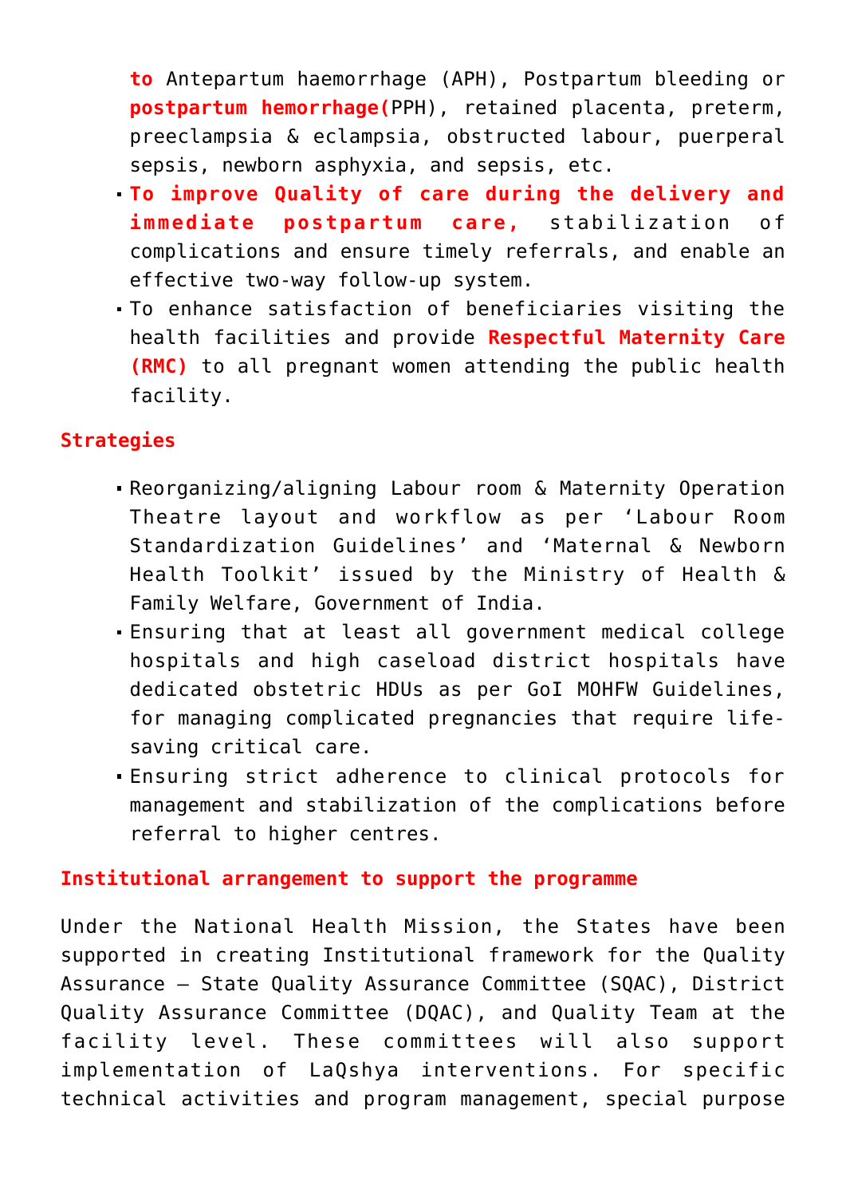**to** Antepartum haemorrhage (APH), Postpartum bleeding or **postpartum hemorrhage(**PPH), retained placenta, preterm, preeclampsia & eclampsia, obstructed labour, puerperal sepsis, newborn asphyxia, and sepsis, etc.

- **To improve Quality of care during the delivery and immediate postpartum care,** stabilization of complications and ensure timely referrals, and enable an effective two-way follow-up system.
- To enhance satisfaction of beneficiaries visiting the health facilities and provide **Respectful Maternity Care (RMC)** to all pregnant women attending the public health facility.

**Strategies**

- Reorganizing/aligning Labour room & Maternity Operation Theatre layout and workflow as per 'Labour Room Standardization Guidelines' and 'Maternal & Newborn Health Toolkit' issued by the Ministry of Health & Family Welfare, Government of India.
- Ensuring that at least all government medical college hospitals and high caseload district hospitals have dedicated obstetric HDUs as per GoI MOHFW Guidelines, for managing complicated pregnancies that require life-saving critical care.
- Ensuring strict adherence to clinical protocols for management and stabilization of the complications before referral to higher centres.

**Institutional arrangement to support the programme**

Under the National Health Mission, the States have been supported in creating Institutional framework for the Quality Assurance – State Quality Assurance Committee (SQAC), District Quality Assurance Committee (DQAC), and Quality Team at the facility level. These committees will also support implementation of LaQshya interventions. For specific technical activities and program management, special purpose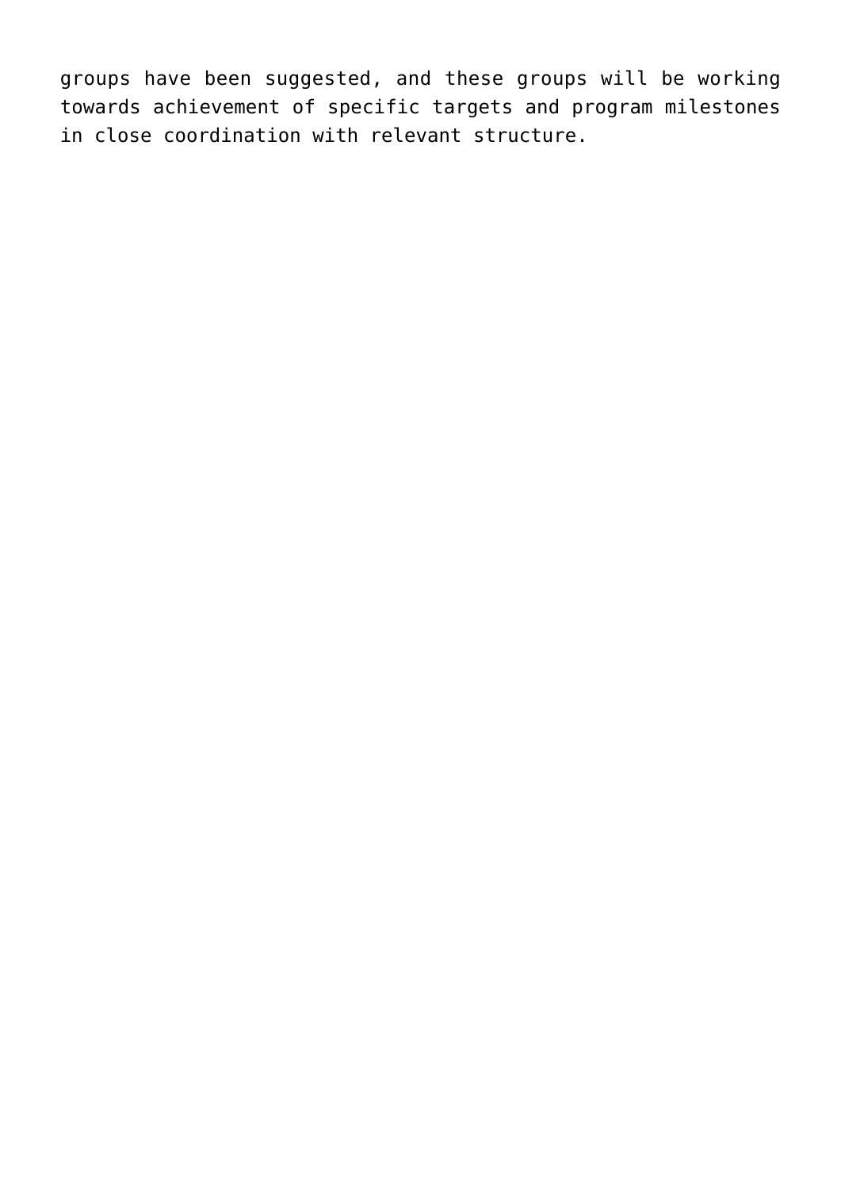groups have been suggested, and these groups will be working towards achievement of specific targets and program milestones in close coordination with relevant structure.